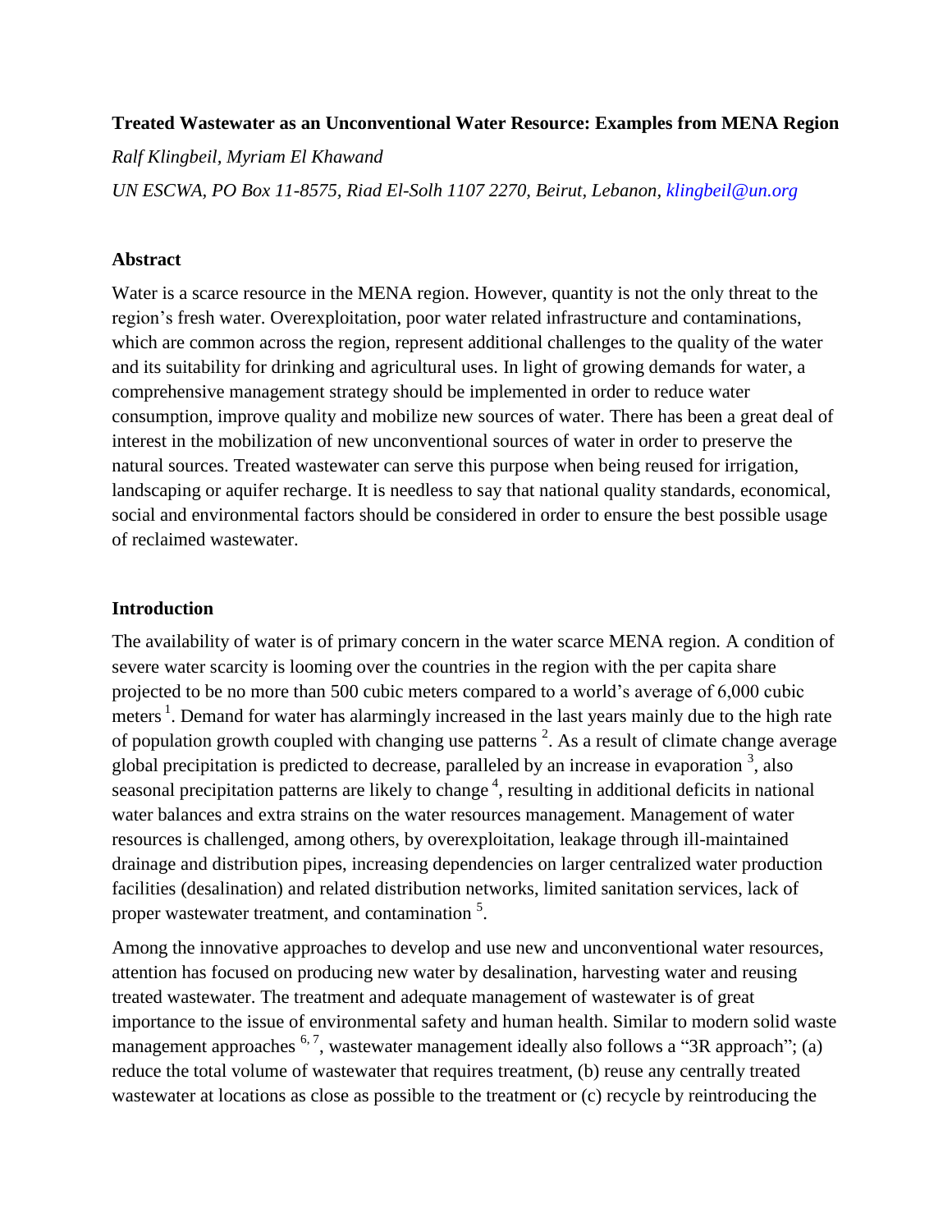**Treated Wastewater as an Unconventional Water Resource: Examples from MENA Region**

*Ralf Klingbeil, Myriam El Khawand*

*UN ESCWA, PO Box 11-8575, Riad El-Solh 1107 2270, Beirut, Lebanon, klingbeil@un.org*

## Abstract

Water is a scarce resource in the MENA region. However, quantity is not the only threat to the region's fresh water. Overexploitation, poor water related infrastructure and contaminations, which are common across the region, represent additional challenges to the quality of the water and its suitability for drinking and agricultural uses. In light of growing demands for water, a comprehensive management strategy should be implemented in order to reduce water consumption, improve quality and mobilize new sources of water. There has been a great deal of interest in the mobilization of new unconventional sources of water in order to preserve the natural sources. Treated wastewater can serve this purpose when being reused for irrigation, landscaping or aquifer recharge. It is needless to say that national quality standards, economical, social and environmental factors should be considered in order to ensure the best possible usage of reclaimed wastewater.

## Introduction

The availability of water is of primary concern in the water scarce MENA region. A condition of severe water scarcity is looming over the countries in the region with the per capita share projected to be no more than 500 cubic meters compared to a world's average of 6,000 cubic meters [1]. Demand for water has alarmingly increased in the last years mainly due to the high rate of population growth coupled with changing use patterns [2]. As a result of climate change average global precipitation is predicted to decrease, paralleled by an increase in evaporation [3], also seasonal precipitation patterns are likely to change [4], resulting in additional deficits in national water balances and extra strains on the water resources management. Management of water resources is challenged, among others, by overexploitation, leakage through ill-maintained drainage and distribution pipes, increasing dependencies on larger centralized water production facilities (desalination) and related distribution networks, limited sanitation services, lack of proper wastewater treatment, and contamination [5].

Among the innovative approaches to develop and use new and unconventional water resources, attention has focused on producing new water by desalination, harvesting water and reusing treated wastewater. The treatment and adequate management of wastewater is of great importance to the issue of environmental safety and human health. Similar to modern solid waste management approaches [6, 7], wastewater management ideally also follows a "3R approach"; (a) reduce the total volume of wastewater that requires treatment, (b) reuse any centrally treated wastewater at locations as close as possible to the treatment or (c) recycle by reintroducing the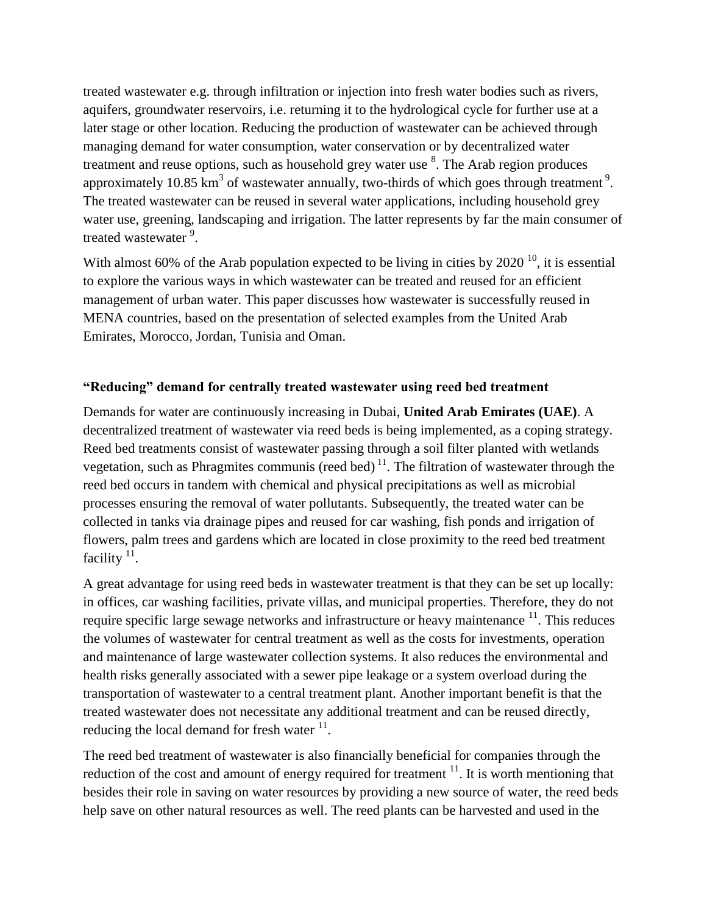treated wastewater e.g. through infiltration or injection into fresh water bodies such as rivers, aquifers, groundwater reservoirs, i.e. returning it to the hydrological cycle for further use at a later stage or other location. Reducing the production of wastewater can be achieved through managing demand for water consumption, water conservation or by decentralized water treatment and reuse options, such as household grey water use [8]. The Arab region produces approximately 10.85 $km^3$ of wastewater annually, two-thirds of which goes through treatment [9]. The treated wastewater can be reused in several water applications, including household grey water use, greening, landscaping and irrigation. The latter represents by far the main consumer of treated wastewater [9].

With almost 60% of the Arab population expected to be living in cities by 2020 [10], it is essential to explore the various ways in which wastewater can be treated and reused for an efficient management of urban water. This paper discusses how wastewater is successfully reused in MENA countries, based on the presentation of selected examples from the United Arab Emirates, Morocco, Jordan, Tunisia and Oman.

### "Reducing" demand for centrally treated wastewater using reed bed treatment

Demands for water are continuously increasing in Dubai, **United Arab Emirates (UAE)**. A decentralized treatment of wastewater via reed beds is being implemented, as a coping strategy. Reed bed treatments consist of wastewater passing through a soil filter planted with wetlands vegetation, such as Phragmites communis (reed bed) [11]. The filtration of wastewater through the reed bed occurs in tandem with chemical and physical precipitations as well as microbial processes ensuring the removal of water pollutants. Subsequently, the treated water can be collected in tanks via drainage pipes and reused for car washing, fish ponds and irrigation of flowers, palm trees and gardens which are located in close proximity to the reed bed treatment facility [11].

A great advantage for using reed beds in wastewater treatment is that they can be set up locally: in offices, car washing facilities, private villas, and municipal properties. Therefore, they do not require specific large sewage networks and infrastructure or heavy maintenance [11]. This reduces the volumes of wastewater for central treatment as well as the costs for investments, operation and maintenance of large wastewater collection systems. It also reduces the environmental and health risks generally associated with a sewer pipe leakage or a system overload during the transportation of wastewater to a central treatment plant. Another important benefit is that the treated wastewater does not necessitate any additional treatment and can be reused directly, reducing the local demand for fresh water [11].

The reed bed treatment of wastewater is also financially beneficial for companies through the reduction of the cost and amount of energy required for treatment [11]. It is worth mentioning that besides their role in saving on water resources by providing a new source of water, the reed beds help save on other natural resources as well. The reed plants can be harvested and used in the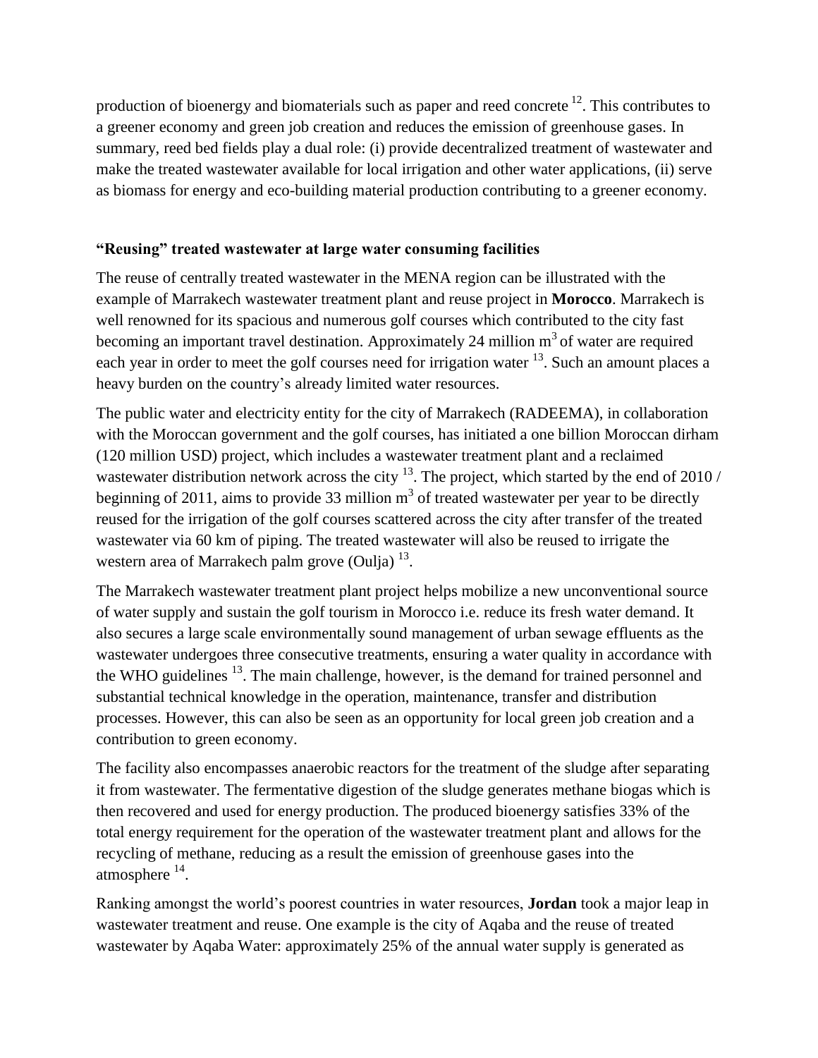production of bioenergy and biomaterials such as paper and reed concrete [12]. This contributes to a greener economy and green job creation and reduces the emission of greenhouse gases. In summary, reed bed fields play a dual role: (i) provide decentralized treatment of wastewater and make the treated wastewater available for local irrigation and other water applications, (ii) serve as biomass for energy and eco-building material production contributing to a greener economy.

### "Reusing" treated wastewater at large water consuming facilities

The reuse of centrally treated wastewater in the MENA region can be illustrated with the example of Marrakech wastewater treatment plant and reuse project in **Morocco**. Marrakech is well renowned for its spacious and numerous golf courses which contributed to the city fast becoming an important travel destination. Approximately 24 million $m^3$ of water are required each year in order to meet the golf courses need for irrigation water [13]. Such an amount places a heavy burden on the country's already limited water resources.

The public water and electricity entity for the city of Marrakech (RADEEMA), in collaboration with the Moroccan government and the golf courses, has initiated a one billion Moroccan dirham (120 million USD) project, which includes a wastewater treatment plant and a reclaimed wastewater distribution network across the city [13]. The project, which started by the end of 2010 / beginning of 2011, aims to provide 33 million $m^3$ of treated wastewater per year to be directly reused for the irrigation of the golf courses scattered across the city after transfer of the treated wastewater via 60 km of piping. The treated wastewater will also be reused to irrigate the western area of Marrakech palm grove (Oulja) [13].

The Marrakech wastewater treatment plant project helps mobilize a new unconventional source of water supply and sustain the golf tourism in Morocco i.e. reduce its fresh water demand. It also secures a large scale environmentally sound management of urban sewage effluents as the wastewater undergoes three consecutive treatments, ensuring a water quality in accordance with the WHO guidelines [13]. The main challenge, however, is the demand for trained personnel and substantial technical knowledge in the operation, maintenance, transfer and distribution processes. However, this can also be seen as an opportunity for local green job creation and a contribution to green economy.

The facility also encompasses anaerobic reactors for the treatment of the sludge after separating it from wastewater. The fermentative digestion of the sludge generates methane biogas which is then recovered and used for energy production. The produced bioenergy satisfies 33% of the total energy requirement for the operation of the wastewater treatment plant and allows for the recycling of methane, reducing as a result the emission of greenhouse gases into the atmosphere [14].

Ranking amongst the world's poorest countries in water resources, **Jordan** took a major leap in wastewater treatment and reuse. One example is the city of Aqaba and the reuse of treated wastewater by Aqaba Water: approximately 25% of the annual water supply is generated as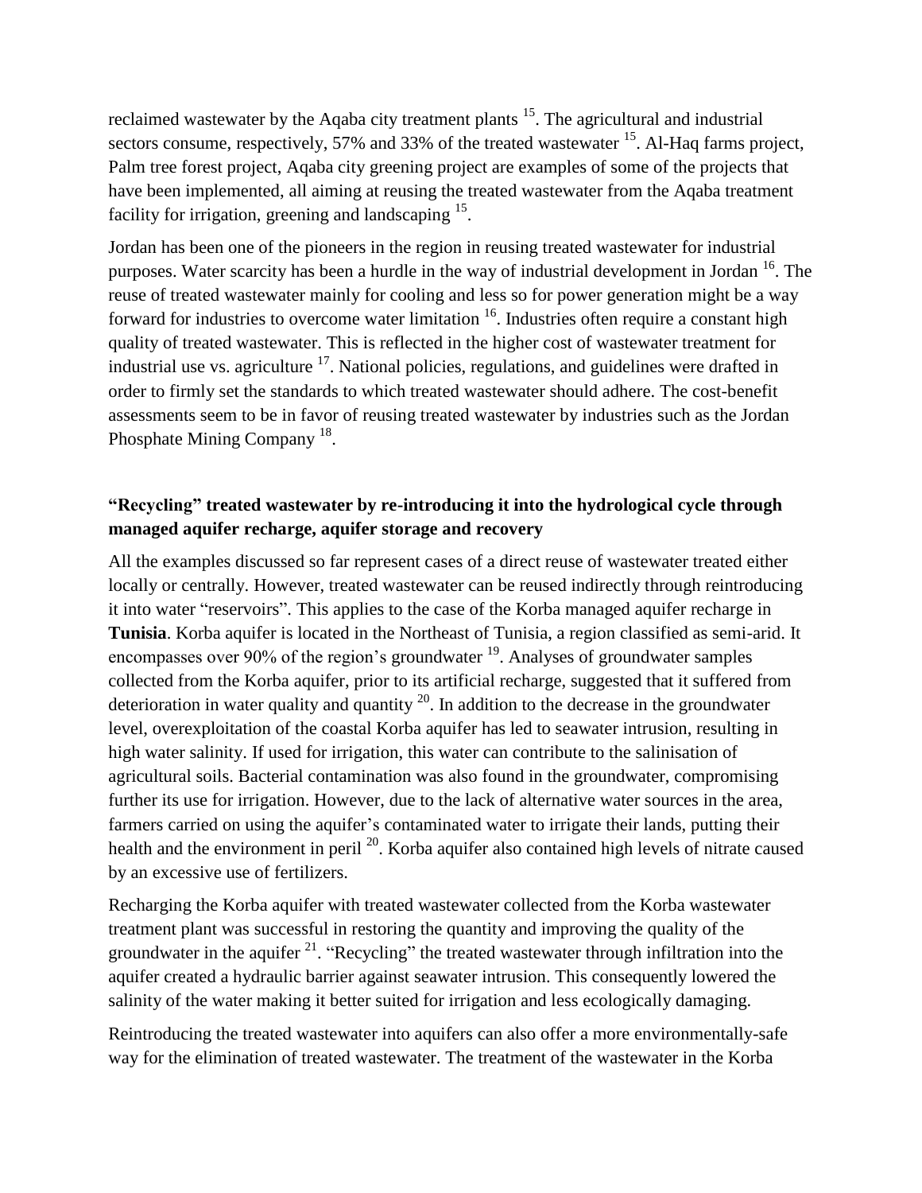reclaimed wastewater by the Aqaba city treatment plants [15]. The agricultural and industrial sectors consume, respectively, 57% and 33% of the treated wastewater [15]. Al-Haq farms project, Palm tree forest project, Aqaba city greening project are examples of some of the projects that have been implemented, all aiming at reusing the treated wastewater from the Aqaba treatment facility for irrigation, greening and landscaping [15].

Jordan has been one of the pioneers in the region in reusing treated wastewater for industrial purposes. Water scarcity has been a hurdle in the way of industrial development in Jordan [16]. The reuse of treated wastewater mainly for cooling and less so for power generation might be a way forward for industries to overcome water limitation [16]. Industries often require a constant high quality of treated wastewater. This is reflected in the higher cost of wastewater treatment for industrial use vs. agriculture [17]. National policies, regulations, and guidelines were drafted in order to firmly set the standards to which treated wastewater should adhere. The cost-benefit assessments seem to be in favor of reusing treated wastewater by industries such as the Jordan Phosphate Mining Company [18].

### "Recycling" treated wastewater by re-introducing it into the hydrological cycle through managed aquifer recharge, aquifer storage and recovery

All the examples discussed so far represent cases of a direct reuse of wastewater treated either locally or centrally. However, treated wastewater can be reused indirectly through reintroducing it into water "reservoirs". This applies to the case of the Korba managed aquifer recharge in **Tunisia**. Korba aquifer is located in the Northeast of Tunisia, a region classified as semi-arid. It encompasses over 90% of the region's groundwater [19]. Analyses of groundwater samples collected from the Korba aquifer, prior to its artificial recharge, suggested that it suffered from deterioration in water quality and quantity [20]. In addition to the decrease in the groundwater level, overexploitation of the coastal Korba aquifer has led to seawater intrusion, resulting in high water salinity. If used for irrigation, this water can contribute to the salinisation of agricultural soils. Bacterial contamination was also found in the groundwater, compromising further its use for irrigation. However, due to the lack of alternative water sources in the area, farmers carried on using the aquifer's contaminated water to irrigate their lands, putting their health and the environment in peril [20]. Korba aquifer also contained high levels of nitrate caused by an excessive use of fertilizers.

Recharging the Korba aquifer with treated wastewater collected from the Korba wastewater treatment plant was successful in restoring the quantity and improving the quality of the groundwater in the aquifer [21]. "Recycling" the treated wastewater through infiltration into the aquifer created a hydraulic barrier against seawater intrusion. This consequently lowered the salinity of the water making it better suited for irrigation and less ecologically damaging.

Reintroducing the treated wastewater into aquifers can also offer a more environmentally-safe way for the elimination of treated wastewater. The treatment of the wastewater in the Korba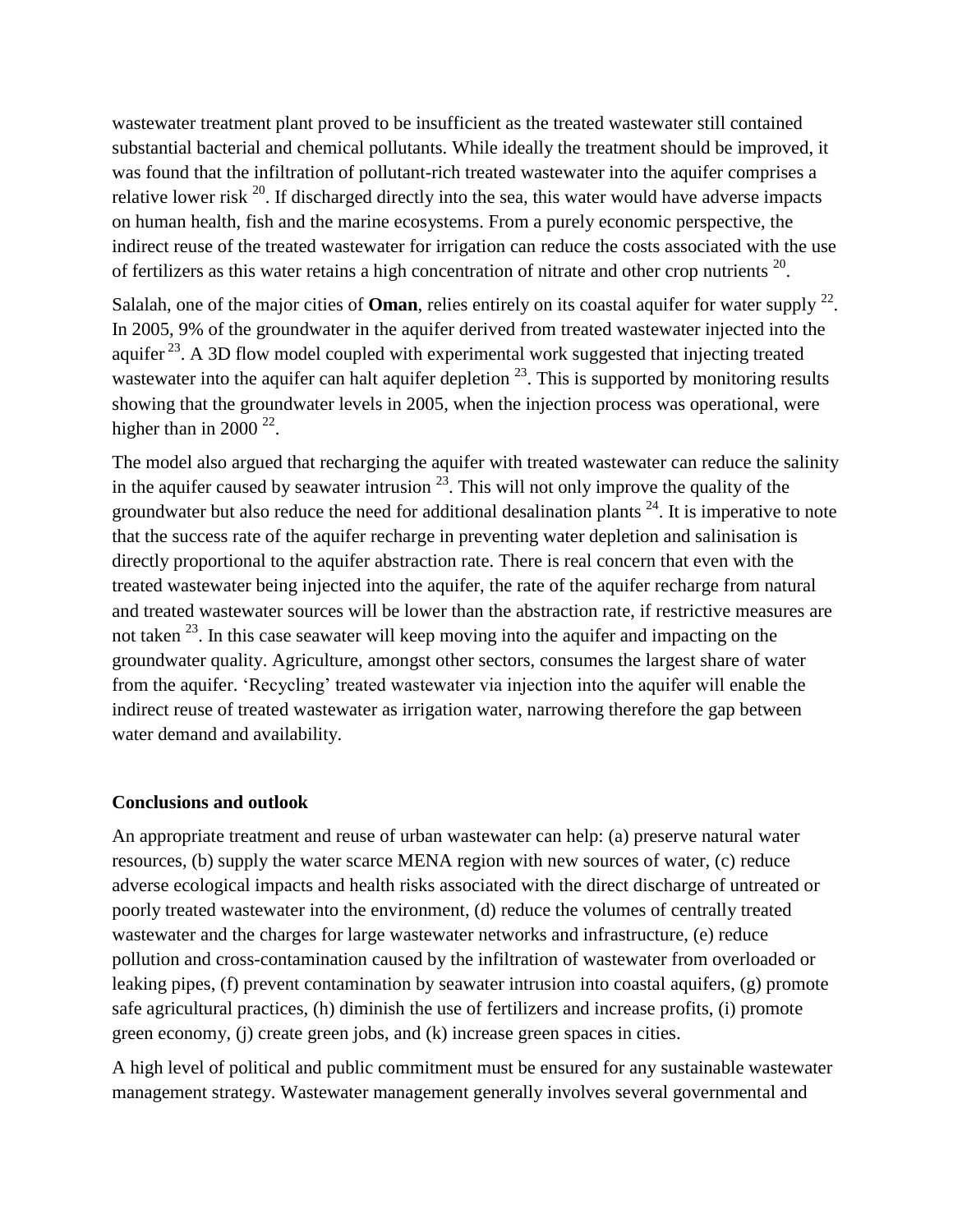wastewater treatment plant proved to be insufficient as the treated wastewater still contained substantial bacterial and chemical pollutants. While ideally the treatment should be improved, it was found that the infiltration of pollutant-rich treated wastewater into the aquifer comprises a relative lower risk [20]. If discharged directly into the sea, this water would have adverse impacts on human health, fish and the marine ecosystems. From a purely economic perspective, the indirect reuse of the treated wastewater for irrigation can reduce the costs associated with the use of fertilizers as this water retains a high concentration of nitrate and other crop nutrients [20].

Salalah, one of the major cities of **Oman**, relies entirely on its coastal aquifer for water supply [22]. In 2005, 9% of the groundwater in the aquifer derived from treated wastewater injected into the aquifer [23]. A 3D flow model coupled with experimental work suggested that injecting treated wastewater into the aquifer can halt aquifer depletion [23]. This is supported by monitoring results showing that the groundwater levels in 2005, when the injection process was operational, were higher than in 2000 [22].

The model also argued that recharging the aquifer with treated wastewater can reduce the salinity in the aquifer caused by seawater intrusion [23]. This will not only improve the quality of the groundwater but also reduce the need for additional desalination plants [24]. It is imperative to note that the success rate of the aquifer recharge in preventing water depletion and salinisation is directly proportional to the aquifer abstraction rate. There is real concern that even with the treated wastewater being injected into the aquifer, the rate of the aquifer recharge from natural and treated wastewater sources will be lower than the abstraction rate, if restrictive measures are not taken [23]. In this case seawater will keep moving into the aquifer and impacting on the groundwater quality. Agriculture, amongst other sectors, consumes the largest share of water from the aquifer. 'Recycling' treated wastewater via injection into the aquifer will enable the indirect reuse of treated wastewater as irrigation water, narrowing therefore the gap between water demand and availability.

**Conclusions and outlook**

An appropriate treatment and reuse of urban wastewater can help: (a) preserve natural water resources, (b) supply the water scarce MENA region with new sources of water, (c) reduce adverse ecological impacts and health risks associated with the direct discharge of untreated or poorly treated wastewater into the environment, (d) reduce the volumes of centrally treated wastewater and the charges for large wastewater networks and infrastructure, (e) reduce pollution and cross-contamination caused by the infiltration of wastewater from overloaded or leaking pipes, (f) prevent contamination by seawater intrusion into coastal aquifers, (g) promote safe agricultural practices, (h) diminish the use of fertilizers and increase profits, (i) promote green economy, (j) create green jobs, and (k) increase green spaces in cities.

A high level of political and public commitment must be ensured for any sustainable wastewater management strategy. Wastewater management generally involves several governmental and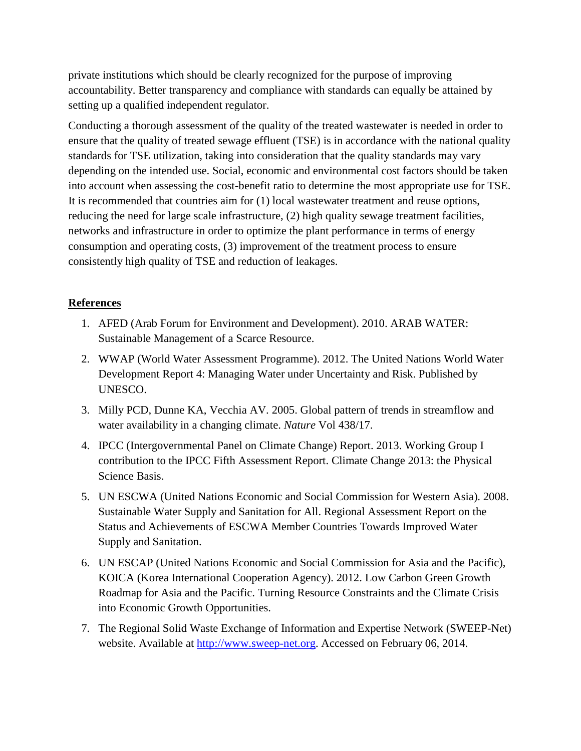private institutions which should be clearly recognized for the purpose of improving accountability. Better transparency and compliance with standards can equally be attained by setting up a qualified independent regulator.

Conducting a thorough assessment of the quality of the treated wastewater is needed in order to ensure that the quality of treated sewage effluent (TSE) is in accordance with the national quality standards for TSE utilization, taking into consideration that the quality standards may vary depending on the intended use. Social, economic and environmental cost factors should be taken into account when assessing the cost-benefit ratio to determine the most appropriate use for TSE. It is recommended that countries aim for (1) local wastewater treatment and reuse options, reducing the need for large scale infrastructure, (2) high quality sewage treatment facilities, networks and infrastructure in order to optimize the plant performance in terms of energy consumption and operating costs, (3) improvement of the treatment process to ensure consistently high quality of TSE and reduction of leakages.

**References**

1. AFED (Arab Forum for Environment and Development). 2010. ARAB WATER: Sustainable Management of a Scarce Resource.
2. WWAP (World Water Assessment Programme). 2012. The United Nations World Water Development Report 4: Managing Water under Uncertainty and Risk. Published by UNESCO.
3. Milly PCD, Dunne KA, Vecchia AV. 2005. Global pattern of trends in streamflow and water availability in a changing climate. *Nature* Vol 438/17.
4. IPCC (Intergovernmental Panel on Climate Change) Report. 2013. Working Group I contribution to the IPCC Fifth Assessment Report. Climate Change 2013: the Physical Science Basis.
5. UN ESCWA (United Nations Economic and Social Commission for Western Asia). 2008. Sustainable Water Supply and Sanitation for All. Regional Assessment Report on the Status and Achievements of ESCWA Member Countries Towards Improved Water Supply and Sanitation.
6. UN ESCAP (United Nations Economic and Social Commission for Asia and the Pacific), KOICA (Korea International Cooperation Agency). 2012. Low Carbon Green Growth Roadmap for Asia and the Pacific. Turning Resource Constraints and the Climate Crisis into Economic Growth Opportunities.
7. The Regional Solid Waste Exchange of Information and Expertise Network (SWEEP-Net) website. Available at [http://www.sweep-net.org](http://www.sweep-net.org). Accessed on February 06, 2014.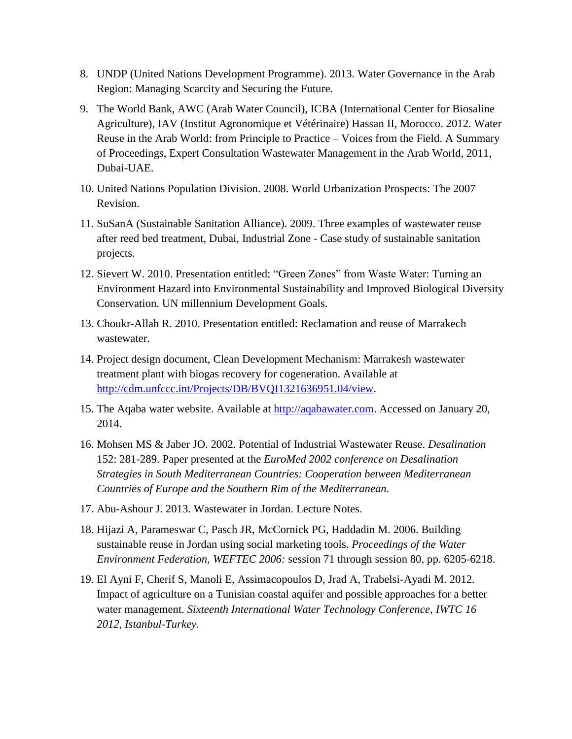8. UNDP (United Nations Development Programme). 2013. Water Governance in the Arab Region: Managing Scarcity and Securing the Future.
9. The World Bank, AWC (Arab Water Council), ICBA (International Center for Biosaline Agriculture), IAV (Institut Agronomique et Vétérinaire) Hassan II, Morocco. 2012. Water Reuse in the Arab World: from Principle to Practice – Voices from the Field. A Summary of Proceedings, Expert Consultation Wastewater Management in the Arab World, 2011, Dubai-UAE.
10. United Nations Population Division. 2008. World Urbanization Prospects: The 2007 Revision.
11. SuSanA (Sustainable Sanitation Alliance). 2009. Three examples of wastewater reuse after reed bed treatment, Dubai, Industrial Zone - Case study of sustainable sanitation projects.
12. Sievert W. 2010. Presentation entitled: "Green Zones" from Waste Water: Turning an Environment Hazard into Environmental Sustainability and Improved Biological Diversity Conservation. UN millennium Development Goals.
13. Choukr-Allah R. 2010. Presentation entitled: Reclamation and reuse of Marrakech wastewater.
14. Project design document, Clean Development Mechanism: Marrakesh wastewater treatment plant with biogas recovery for cogeneration. Available at http://cdm.unfccc.int/Projects/DB/BVQI1321636951.04/view.
15. The Aqaba water website. Available at http://aqabawater.com. Accessed on January 20, 2014.
16. Mohsen MS & Jaber JO. 2002. Potential of Industrial Wastewater Reuse. *Desalination* 152: 281-289. Paper presented at the *EuroMed 2002 conference on Desalination Strategies in South Mediterranean Countries: Cooperation between Mediterranean Countries of Europe and the Southern Rim of the Mediterranean.*
17. Abu-Ashour J. 2013. Wastewater in Jordan. Lecture Notes.
18. Hijazi A, Parameswar C, Pasch JR, McCornick PG, Haddadin M. 2006. Building sustainable reuse in Jordan using social marketing tools. *Proceedings of the Water Environment Federation, WEFTEC 2006:* session 71 through session 80, pp. 6205-6218.
19. El Ayni F, Cherif S, Manoli E, Assimacopoulos D, Jrad A, Trabelsi-Ayadi M. 2012. Impact of agriculture on a Tunisian coastal aquifer and possible approaches for a better water management. *Sixteenth International Water Technology Conference, IWTC 16 2012, Istanbul-Turkey.*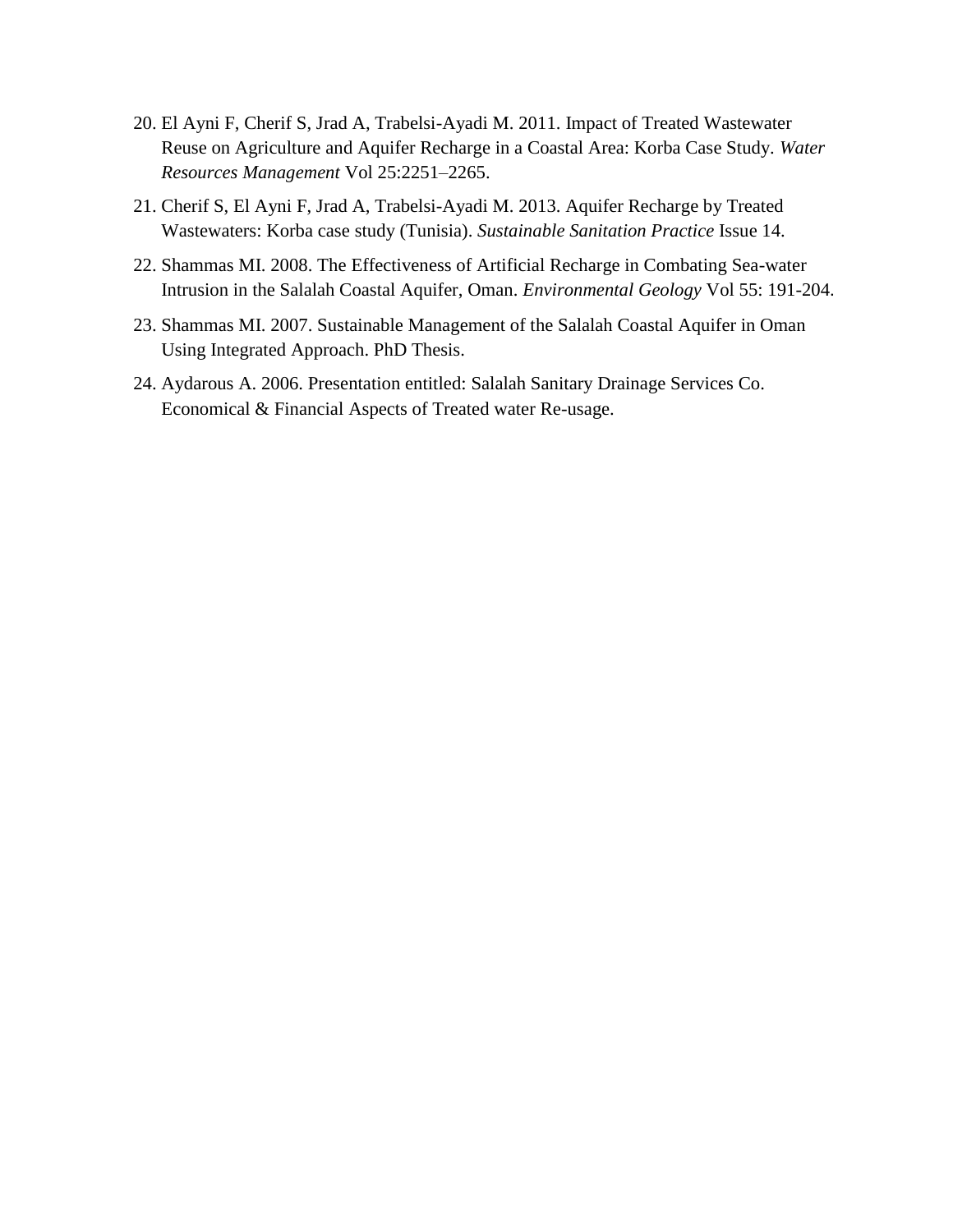20. El Ayni F, Cherif S, Jrad A, Trabelsi-Ayadi M. 2011. Impact of Treated Wastewater Reuse on Agriculture and Aquifer Recharge in a Coastal Area: Korba Case Study. *Water Resources Management* Vol 25:2251–2265.
21. Cherif S, El Ayni F, Jrad A, Trabelsi-Ayadi M. 2013. Aquifer Recharge by Treated Wastewaters: Korba case study (Tunisia). *Sustainable Sanitation Practice* Issue 14.
22. Shammas MI. 2008. The Effectiveness of Artificial Recharge in Combating Sea-water Intrusion in the Salalah Coastal Aquifer, Oman. *Environmental Geology* Vol 55: 191-204.
23. Shammas MI. 2007. Sustainable Management of the Salalah Coastal Aquifer in Oman Using Integrated Approach. PhD Thesis.
24. Aydarous A. 2006. Presentation entitled: Salalah Sanitary Drainage Services Co. Economical & Financial Aspects of Treated water Re-usage.